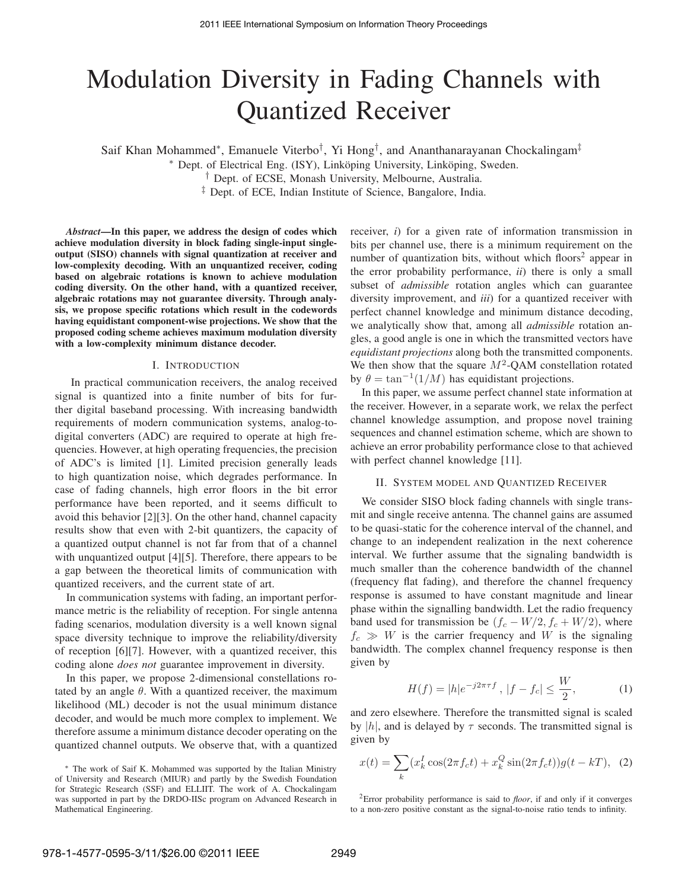# Modulation Diversity in Fading Channels with Quantized Receiver

Saif Khan Mohammed*, Emanuele Viterbo†, Yi Hong†, and Ananthanarayanan Chockalingam‡

* Dept. of Electrical Eng. (ISY), Linköping University, Linköping, Sweden.
† Dept. of ECSE, Monash University, Melbourne, Australia.
‡ Dept. of ECE, Indian Institute of Science, Bangalore, India.

***Abstract*—In this paper, we address the design of codes which achieve modulation diversity in block fading single-input single-output (SISO) channels with signal quantization at receiver and low-complexity decoding. With an unquantized receiver, coding based on algebraic rotations is known to achieve modulation coding diversity. On the other hand, with a quantized receiver, algebraic rotations may not guarantee diversity. Through analysis, we propose specific rotations which result in the codewords having equidistant component-wise projections. We show that the proposed coding scheme achieves maximum modulation diversity with a low-complexity minimum distance decoder.**

## I. Introduction

In practical communication receivers, the analog received signal is quantized into a finite number of bits for further digital baseband processing. With increasing bandwidth requirements of modern communication systems, analog-to-digital converters (ADC) are required to operate at high frequencies. However, at high operating frequencies, the precision of ADC's is limited [1]. Limited precision generally leads to high quantization noise, which degrades performance. In case of fading channels, high error floors in the bit error performance have been reported, and it seems difficult to avoid this behavior [2][3]. On the other hand, channel capacity results show that even with 2-bit quantizers, the capacity of a quantized output channel is not far from that of a channel with unquantized output [4][5]. Therefore, there appears to be a gap between the theoretical limits of communication with quantized receivers, and the current state of art.

In communication systems with fading, an important performance metric is the reliability of reception. For single antenna fading scenarios, modulation diversity is a well known signal space diversity technique to improve the reliability/diversity of reception [6][7]. However, with a quantized receiver, this coding alone *does not* guarantee improvement in diversity.

In this paper, we propose 2-dimensional constellations rotated by an angle $\theta$. With a quantized receiver, the maximum likelihood (ML) decoder is not the usual minimum distance decoder, and would be much more complex to implement. We therefore assume a minimum distance decoder operating on the quantized channel outputs. We observe that, with a quantized receiver, *i*) for a given rate of information transmission in bits per channel use, there is a minimum requirement on the number of quantization bits, without which floors[2] appear in the error probability performance, *ii*) there is only a small subset of *admissible* rotation angles which can guarantee diversity improvement, and *iii*) for a quantized receiver with perfect channel knowledge and minimum distance decoding, we analytically show that, among all *admissible* rotation angles, a good angle is one in which the transmitted vectors have *equidistant projections* along both the transmitted components. We then show that the square $M^2$-QAM constellation rotated by $\theta = \tan^{-1}(1/M)$ has equidistant projections.

In this paper, we assume perfect channel state information at the receiver. However, in a separate work, we relax the perfect channel knowledge assumption, and propose novel training sequences and channel estimation scheme, which are shown to achieve an error probability performance close to that achieved with perfect channel knowledge [11].

## II. System model and Quantized Receiver

We consider SISO block fading channels with single transmit and single receive antenna. The channel gains are assumed to be quasi-static for the coherence interval of the channel, and change to an independent realization in the next coherence interval. We further assume that the signaling bandwidth is much smaller than the coherence bandwidth of the channel (frequency flat fading), and therefore the channel frequency response is assumed to have constant magnitude and linear phase within the signalling bandwidth. Let the radio frequency band used for transmission be $(f_c - W/2, f_c + W/2)$, where $f_c \gg W$ is the carrier frequency and $W$ is the signaling bandwidth. The complex channel frequency response is then given by

$$H(f) = |h|e^{-j2\pi\tau f}\ , \ |f - f_c| \leq \frac{W}{2}, \tag{1}$$

and zero elsewhere. Therefore the transmitted signal is scaled by $|h|$, and is delayed by $\tau$ seconds. The transmitted signal is given by

$$x(t) = \sum_k (x_k^I \cos(2\pi f_c t) + x_k^Q \sin(2\pi f_c t))g(t - kT), \tag{2}$$

* The work of Saif K. Mohammed was supported by the Italian Ministry of University and Research (MIUR) and partly by the Swedish Foundation for Strategic Research (SSF) and ELLIIT. The work of A. Chockalingam was supported in part by the DRDO-IISc program on Advanced Research in Mathematical Engineering.

[2] Error probability performance is said to *floor*, if and only if it converges to a non-zero positive constant as the signal-to-noise ratio tends to infinity.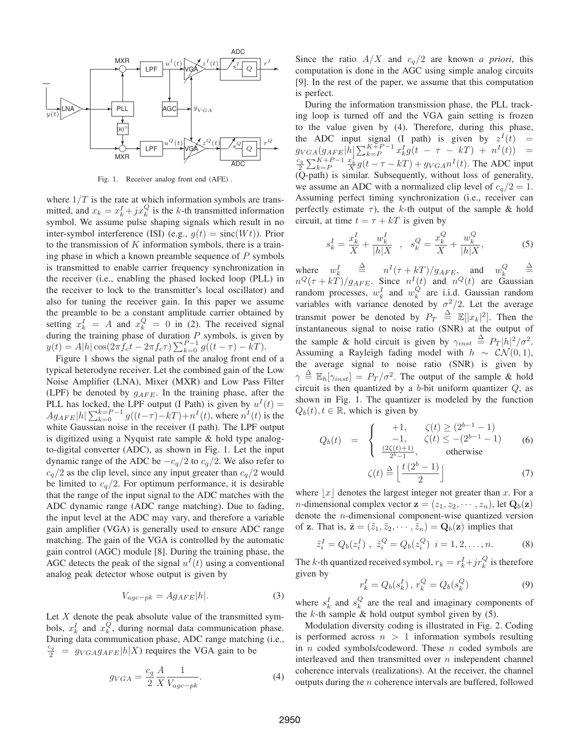Fig. 1. Receiver analog front end (AFE) .

where $1/T$ is the rate at which information symbols are transmitted, and $x_k = x_k^I + jx_k^Q$ is the $k$-th transmitted information symbol. We assume pulse shaping signals which result in no inter-symbol interference (ISI) (e.g., $g(t) = \text{sinc}(Wt)$). Prior to the transmission of $K$ information symbols, there is a training phase in which a known preamble sequence of $P$ symbols is transmitted to enable carrier frequency synchronization in the receiver (i.e., enabling the phased locked loop (PLL) in the receiver to lock to the transmitter's local oscillator) and also for tuning the receiver gain. In this paper we assume the preamble to be a constant amplitude carrier obtained by setting $x_k^I = A$ and $x_k^Q = 0$ in (2). The received signal during the training phase of duration $P$ symbols, is given by $y(t) = A|h|\cos(2\pi f_c t - 2\pi f_c \tau)\sum_{k=0}^{P-1} g((t-\tau) - kT)$.

Figure 1 shows the signal path of the analog front end of a typical heterodyne receiver. Let the combined gain of the Low Noise Amplifier (LNA), Mixer (MXR) and Low Pass Filter (LPF) be denoted by $g_{AFE}$. In the training phase, after the PLL has locked, the LPF output (I Path) is given by $u^I(t) = Ag_{AFE}|h|\sum_{k=0}^{k=P-1} g((t-\tau)-kT) + n^I(t)$, where $n^I(t)$ is the white Gaussian noise in the receiver (I path). The LPF output is digitized using a Nyquist rate sample & hold type analog-to-digital converter (ADC), as shown in Fig. 1. Let the input dynamic range of the ADC be $-c_q/2$ to $c_q/2$. We also refer to $c_q/2$ as the clip level, since any input greater than $c_q/2$ would be limited to $c_q/2$. For optimum performance, it is desirable that the range of the input signal to the ADC matches with the ADC dynamic range (ADC range matching). Due to fading, the input level at the ADC may vary, and therefore a variable gain amplifier (VGA) is generally used to ensure ADC range matching. The gain of the VGA is controlled by the automatic gain control (AGC) module [8]. During the training phase, the AGC detects the peak of the signal $u^I(t)$ using a conventional analog peak detector whose output is given by

$$V_{agc-pk} = Ag_{AFE}|h|. \tag{3}$$

Let $X$ denote the peak absolute value of the transmitted symbols, $x_k^I$ and $x_k^Q$, during normal data communication phase. During data communication phase, ADC range matching (i.e., $\frac{c_q}{2} = g_{VGA}g_{AFE}|h|X$) requires the VGA gain to be

$$g_{VGA} = \frac{c_q}{2}\frac{A}{X}\frac{1}{V_{agc-pk}}. \tag{4}$$

Since the ratio $A/X$ and $c_q/2$ are known *a priori*, this computation is done in the AGC using simple analog circuits [9]. In the rest of the paper, we assume that this computation is perfect.

During the information transmission phase, the PLL tracking loop is turned off and the VGA gain setting is frozen to the value given by (4). Therefore, during this phase, the ADC input signal (I path) is given by $z^I(t) = g_{VGA}(g_{AFE}|h|\sum_{k=P}^{K+P-1} x_k^I g(t-\tau-kT) + n^I(t)) = \frac{c_q}{2}\sum_{k=P}^{K+P-1}\frac{x_k^I}{X}g(t-\tau-kT) + g_{VGA}n^I(t)$. The ADC input (Q-path) is similar. Subsequently, without loss of generality, we assume an ADC with a normalized clip level of $c_q/2 = 1$. Assuming perfect timing synchronization (i.e., receiver can perfectly estimate $\tau$), the $k$-th output of the sample & hold circuit, at time $t = \tau + kT$ is given by

$$s_k^I = \frac{x_k^I}{X} + \frac{w_k^I}{|h|X} \quad , \quad s_k^Q = \frac{x_k^Q}{X} + \frac{w_k^Q}{|h|X}, \tag{5}$$

where $w_k^I \overset{\Delta}{=} n^I(\tau + kT)/g_{AFE}$, and $w_k^Q \overset{\Delta}{=} n^Q(\tau + kT)/g_{AFE}$. Since $n^I(t)$ and $n^Q(t)$ are Gaussian random processes, $w_k^I$ and $w_k^Q$ are i.i.d. Gaussian random variables with variance denoted by $\sigma^2/2$. Let the average transmit power be denoted by $P_T \overset{\Delta}{=} \mathbb{E}[|x_k|^2]$. Then the instantaneous signal to noise ratio (SNR) at the output of the sample & hold circuit is given by $\gamma_{inst} \overset{\Delta}{=} P_T|h|^2/\sigma^2$. Assuming a Rayleigh fading model with $h \sim \mathcal{CN}(0,1)$, the average signal to noise ratio (SNR) is given by $\gamma \overset{\Delta}{=} \mathbb{E}_h[\gamma_{inst}] = P_T/\sigma^2$. The output of the sample & hold circuit is then quantized by a $b$-bit uniform quantizer $Q$, as shown in Fig. 1. The quantizer is modeled by the function $Q_b(t), t \in \mathbb{R}$, which is given by

$$Q_b(t) = \begin{cases} +1, & \zeta(t) \geq (2^{b-1}-1) \\ -1, & \zeta(t) \leq -(2^{b-1}-1) \\ \frac{(2\zeta(t)+1)}{2^b-1}, & \text{otherwise} \end{cases} \tag{6}$$

$$\zeta(t) \overset{\Delta}{=} \left\lfloor \frac{t\,(2^b-1)}{2} \right\rfloor \tag{7}$$

where $\lfloor x \rfloor$ denotes the largest integer not greater than $x$. For a $n$-dimensional complex vector $\mathbf{z} = (z_1, z_2, \cdots, z_n)$, let $\mathbf{Q}_b(\mathbf{z})$ denote the $n$-dimensional component-wise quantized version of $\mathbf{z}$. That is, $\tilde{\mathbf{z}} = (\tilde{z}_1, \tilde{z}_2, \cdots, \tilde{z}_n) = \mathbf{Q}_b(\mathbf{z})$ implies that

$$\tilde{z}_i^I = Q_b(z_i^I)\ ,\ \tilde{z}_i^Q = Q_b(z_i^Q)\ \ i = 1, 2, \ldots, n. \tag{8}$$

The $k$-th quantized received symbol, $r_k = r_k^I + jr_k^Q$ is therefore given by

$$r_k^I = Q_b(s_k^I)\, ,\, r_k^Q = Q_b(s_k^Q) \tag{9}$$

where $s_k^I$ and $s_k^Q$ are the real and imaginary components of the $k$-th sample & hold output symbol given by (5).

Modulation diversity coding is illustrated in Fig. 2. Coding is performed across $n > 1$ information symbols resulting in $n$ coded symbols/codeword. These $n$ coded symbols are interleaved and then transmitted over $n$ independent channel coherence intervals (realizations). At the receiver, the channel outputs during the $n$ coherence intervals are buffered, followed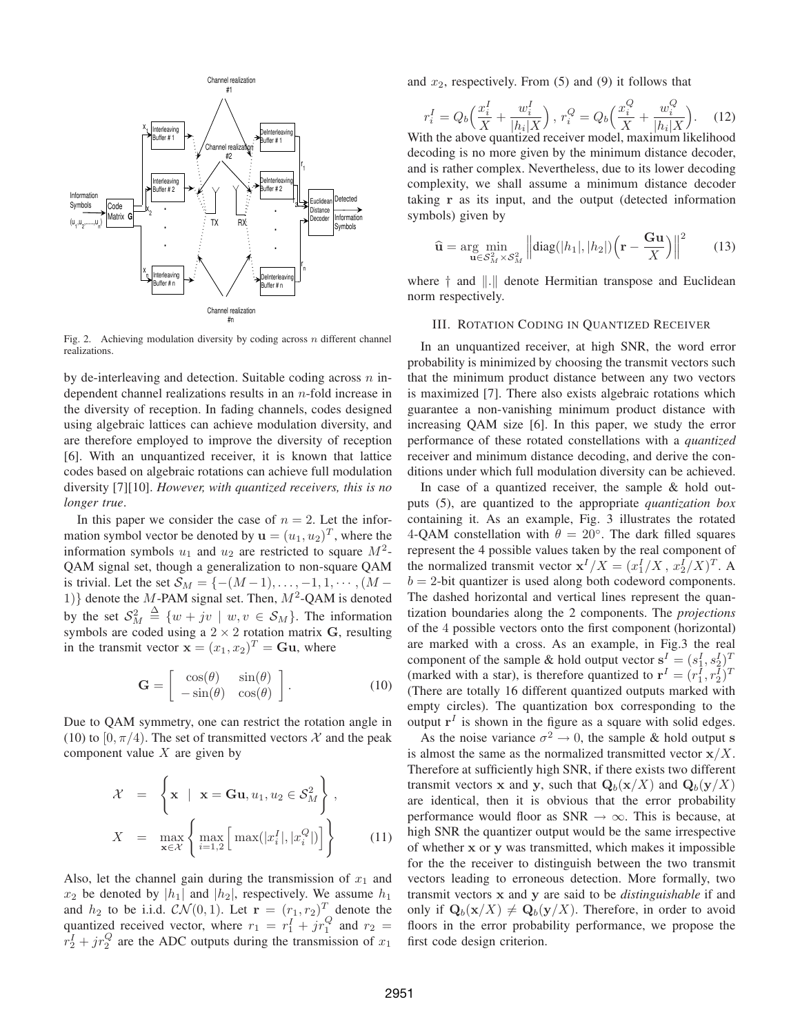Fig. 2. Achieving modulation diversity by coding across $n$ different channel realizations.

by de-interleaving and detection. Suitable coding across $n$ independent channel realizations results in an $n$-fold increase in the diversity of reception. In fading channels, codes designed using algebraic lattices can achieve modulation diversity, and are therefore employed to improve the diversity of reception [6]. With an unquantized receiver, it is known that lattice codes based on algebraic rotations can achieve full modulation diversity [7][10]. *However, with quantized receivers, this is no longer true*.

In this paper we consider the case of $n = 2$. Let the information symbol vector be denoted by $\mathbf{u} = (u_1, u_2)^T$, where the information symbols $u_1$ and $u_2$ are restricted to square $M^2$-QAM signal set, though a generalization to non-square QAM is trivial. Let the set $\mathcal{S}_M = \{-(M-1), \ldots, -1, 1, \cdots, (M-1)\}$ denote the $M$-PAM signal set. Then, $M^2$-QAM is denoted by the set $\mathcal{S}_M^2 \overset{\Delta}{=} \{w + jv \mid w, v \in \mathcal{S}_M\}$. The information symbols are coded using a $2 \times 2$ rotation matrix $\mathbf{G}$, resulting in the transmit vector $\mathbf{x} = (x_1, x_2)^T = \mathbf{G}\mathbf{u}$, where

$$\mathbf{G} = \begin{bmatrix} \cos(\theta) & \sin(\theta) \\ -\sin(\theta) & \cos(\theta) \end{bmatrix}. \tag{10}$$

Due to QAM symmetry, one can restrict the rotation angle in (10) to $[0, \pi/4)$. The set of transmitted vectors $\mathcal{X}$ and the peak component value $X$ are given by

$$\begin{aligned} \mathcal{X} &= \left\{ \mathbf{x} \;\mid\; \mathbf{x} = \mathbf{G}\mathbf{u}, u_1, u_2 \in \mathcal{S}_M^2 \right\}, \\ X &= \max_{\mathbf{x} \in \mathcal{X}} \left\{ \max_{i=1,2} \Big[ \max(|x_i^I|, |x_i^Q|) \Big] \right\} \end{aligned} \tag{11}$$

Also, let the channel gain during the transmission of $x_1$ and $x_2$ be denoted by $|h_1|$ and $|h_2|$, respectively. We assume $h_1$ and $h_2$ to be i.i.d. $\mathcal{CN}(0, 1)$. Let $\mathbf{r} = (r_1, r_2)^T$ denote the quantized received vector, where $r_1 = r_1^I + jr_1^Q$ and $r_2 = r_2^I + jr_2^Q$ are the ADC outputs during the transmission of $x_1$ and $x_2$, respectively. From (5) and (9) it follows that

$$r_i^I = Q_b\Big(\frac{x_i^I}{X} + \frac{w_i^I}{|h_i|X}\Big) \,,\, r_i^Q = Q_b\Big(\frac{x_i^Q}{X} + \frac{w_i^Q}{|h_i|X}\Big). \tag{12}$$

With the above quantized receiver model, maximum likelihood decoding is no more given by the minimum distance decoder, and is rather complex. Nevertheless, due to its lower decoding complexity, we shall assume a minimum distance decoder taking $\mathbf{r}$ as its input, and the output (detected information symbols) given by

$$\widehat{\mathbf{u}} = \arg\min_{\mathbf{u} \in \mathcal{S}_M^2 \times \mathcal{S}_M^2} \Big\| \text{diag}(|h_1|, |h_2|)\Big(\mathbf{r} - \frac{\mathbf{G}\mathbf{u}}{X}\Big) \Big\|^2 \tag{13}$$

where $\dagger$ and $\|.\|$ denote Hermitian transpose and Euclidean norm respectively.

## III. Rotation Coding in Quantized Receiver

In an unquantized receiver, at high SNR, the word error probability is minimized by choosing the transmit vectors such that the minimum product distance between any two vectors is maximized [7]. There also exists algebraic rotations which guarantee a non-vanishing minimum product distance with increasing QAM size [6]. In this paper, we study the error performance of these rotated constellations with a *quantized* receiver and minimum distance decoding, and derive the conditions under which full modulation diversity can be achieved.

In case of a quantized receiver, the sample & hold outputs (5), are quantized to the appropriate *quantization box* containing it. As an example, Fig. 3 illustrates the rotated 4-QAM constellation with $\theta = 20°$. The dark filled squares represent the 4 possible values taken by the real component of the normalized transmit vector $\mathbf{x}^I/X = (x_1^I/X \,,\, x_2^I/X)^T$. A $b = 2$-bit quantizer is used along both codeword components. The dashed horizontal and vertical lines represent the quantization boundaries along the 2 components. The *projections* of the 4 possible vectors onto the first component (horizontal) are marked with a cross. As an example, in Fig.3 the real component of the sample & hold output vector $\mathbf{s}^I = (s_1^I, s_2^I)^T$ (marked with a star), is therefore quantized to $\mathbf{r}^I = (r_1^I, r_2^I)^T$ (There are totally 16 different quantized outputs marked with empty circles). The quantization box corresponding to the output $\mathbf{r}^I$ is shown in the figure as a square with solid edges.

As the noise variance $\sigma^2 \to 0$, the sample & hold output $\mathbf{s}$ is almost the same as the normalized transmitted vector $\mathbf{x}/X$. Therefore at sufficiently high SNR, if there exists two different transmit vectors $\mathbf{x}$ and $\mathbf{y}$, such that $\mathbf{Q}_b(\mathbf{x}/X)$ and $\mathbf{Q}_b(\mathbf{y}/X)$ are identical, then it is obvious that the error probability performance would floor as SNR $\to \infty$. This is because, at high SNR the quantizer output would be the same irrespective of whether $\mathbf{x}$ or $\mathbf{y}$ was transmitted, which makes it impossible for the the receiver to distinguish between the two transmit vectors leading to erroneous detection. More formally, two transmit vectors $\mathbf{x}$ and $\mathbf{y}$ are said to be *distinguishable* if and only if $\mathbf{Q}_b(\mathbf{x}/X) \neq \mathbf{Q}_b(\mathbf{y}/X)$. Therefore, in order to avoid floors in the error probability performance, we propose the first code design criterion.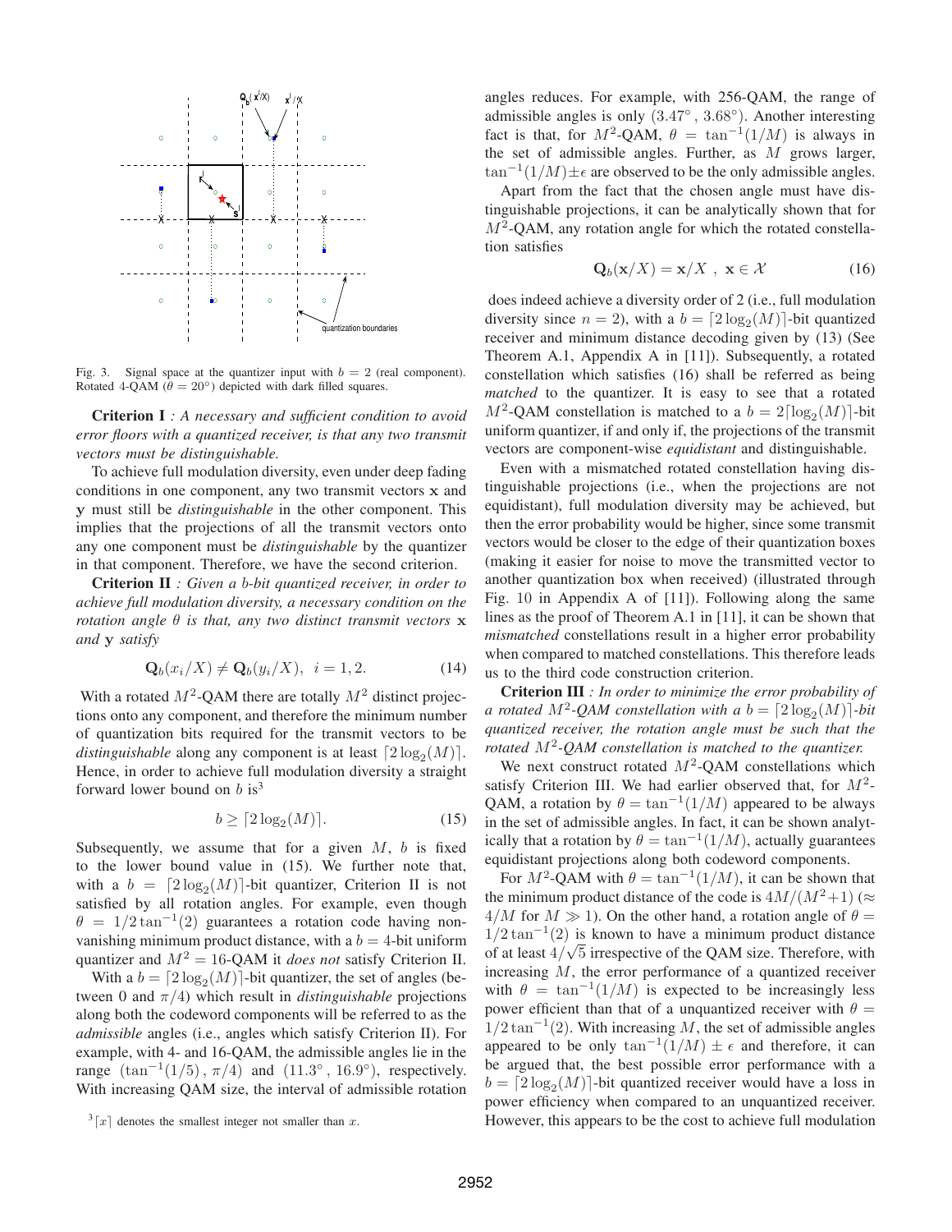Fig. 3. Signal space at the quantizer input with $b = 2$ (real component). Rotated 4-QAM ($\theta = 20°$) depicted with dark filled squares.

**Criterion I** *: A necessary and sufficient condition to avoid error floors with a quantized receiver, is that any two transmit vectors must be distinguishable.*

To achieve full modulation diversity, even under deep fading conditions in one component, any two transmit vectors $\mathbf{x}$ and $\mathbf{y}$ must still be *distinguishable* in the other component. This implies that the projections of all the transmit vectors onto any one component must be *distinguishable* by the quantizer in that component. Therefore, we have the second criterion.

**Criterion II** *: Given a $b$-bit quantized receiver, in order to achieve full modulation diversity, a necessary condition on the rotation angle $\theta$ is that, any two distinct transmit vectors $\mathbf{x}$ and $\mathbf{y}$ satisfy*

$$\mathbf{Q}_b(x_i/X) \neq \mathbf{Q}_b(y_i/X), \quad i = 1, 2. \tag{14}$$

With a rotated $M^2$-QAM there are totally $M^2$ distinct projections onto any component, and therefore the minimum number of quantization bits required for the transmit vectors to be *distinguishable* along any component is at least $\lceil 2\log_2(M) \rceil$. Hence, in order to achieve full modulation diversity a straight forward lower bound on $b$ is[3]

$$b \geq \lceil 2\log_2(M) \rceil. \tag{15}$$

Subsequently, we assume that for a given $M$, $b$ is fixed to the lower bound value in (15). We further note that, with a $b = \lceil 2\log_2(M) \rceil$-bit quantizer, Criterion II is not satisfied by all rotation angles. For example, even though $\theta = 1/2 \tan^{-1}(2)$ guarantees a rotation code having non-vanishing minimum product distance, with a $b = 4$-bit uniform quantizer and $M^2 = 16$-QAM it *does not* satisfy Criterion II.

With a $b = \lceil 2\log_2(M) \rceil$-bit quantizer, the set of angles (between 0 and $\pi/4$) which result in *distinguishable* projections along both the codeword components will be referred to as the *admissible* angles (i.e., angles which satisfy Criterion II). For example, with 4- and 16-QAM, the admissible angles lie in the range $(\tan^{-1}(1/5), \pi/4)$ and $(11.3°, 16.9°)$, respectively. With increasing QAM size, the interval of admissible rotation angles reduces. For example, with 256-QAM, the range of admissible angles is only $(3.47°, 3.68°)$. Another interesting fact is that, for $M^2$-QAM, $\theta = \tan^{-1}(1/M)$ is always in the set of admissible angles. Further, as $M$ grows larger, $\tan^{-1}(1/M) \pm \epsilon$ are observed to be the only admissible angles.

Apart from the fact that the chosen angle must have distinguishable projections, it can be analytically shown that for $M^2$-QAM, any rotation angle for which the rotated constellation satisfies

$$\mathbf{Q}_b(\mathbf{x}/X) = \mathbf{x}/X \ , \ \mathbf{x} \in \mathcal{X} \tag{16}$$

does indeed achieve a diversity order of 2 (i.e., full modulation diversity since $n = 2$), with a $b = \lceil 2\log_2(M) \rceil$-bit quantized receiver and minimum distance decoding given by (13) (See Theorem A.1, Appendix A in [11]). Subsequently, a rotated constellation which satisfies (16) shall be referred as being *matched* to the quantizer. It is easy to see that a rotated $M^2$-QAM constellation is matched to a $b = 2\lceil \log_2(M) \rceil$-bit uniform quantizer, if and only if, the projections of the transmit vectors are component-wise *equidistant* and distinguishable.

Even with a mismatched rotated constellation having distinguishable projections (i.e., when the projections are not equidistant), full modulation diversity may be achieved, but then the error probability would be higher, since some transmit vectors would be closer to the edge of their quantization boxes (making it easier for noise to move the transmitted vector to another quantization box when received) (illustrated through Fig. 10 in Appendix A of [11]). Following along the same lines as the proof of Theorem A.1 in [11], it can be shown that *mismatched* constellations result in a higher error probability when compared to matched constellations. This therefore leads us to the third code construction criterion.

**Criterion III** *: In order to minimize the error probability of a rotated $M^2$-QAM constellation with a $b = \lceil 2\log_2(M) \rceil$-bit quantized receiver, the rotation angle must be such that the rotated $M^2$-QAM constellation is matched to the quantizer.*

We next construct rotated $M^2$-QAM constellations which satisfy Criterion III. We had earlier observed that, for $M^2$-QAM, a rotation by $\theta = \tan^{-1}(1/M)$ appeared to be always in the set of admissible angles. In fact, it can be shown analytically that a rotation by $\theta = \tan^{-1}(1/M)$, actually guarantees equidistant projections along both codeword components.

For $M^2$-QAM with $\theta = \tan^{-1}(1/M)$, it can be shown that the minimum product distance of the code is $4M/(M^2+1)$ ($\approx 4/M$ for $M \gg 1$). On the other hand, a rotation angle of $\theta = 1/2 \tan^{-1}(2)$ is known to have a minimum product distance of at least $4/\sqrt{5}$ irrespective of the QAM size. Therefore, with increasing $M$, the error performance of a quantized receiver with $\theta = \tan^{-1}(1/M)$ is expected to be increasingly less power efficient than that of a unquantized receiver with $\theta = 1/2 \tan^{-1}(2)$. With increasing $M$, the set of admissible angles appeared to be only $\tan^{-1}(1/M) \pm \epsilon$ and therefore, it can be argued that, the best possible error performance with a $b = \lceil 2\log_2(M) \rceil$-bit quantized receiver would have a loss in power efficiency when compared to an unquantized receiver. However, this appears to be the cost to achieve full modulation

[3] $\lceil x \rceil$ denotes the smallest integer not smaller than $x$.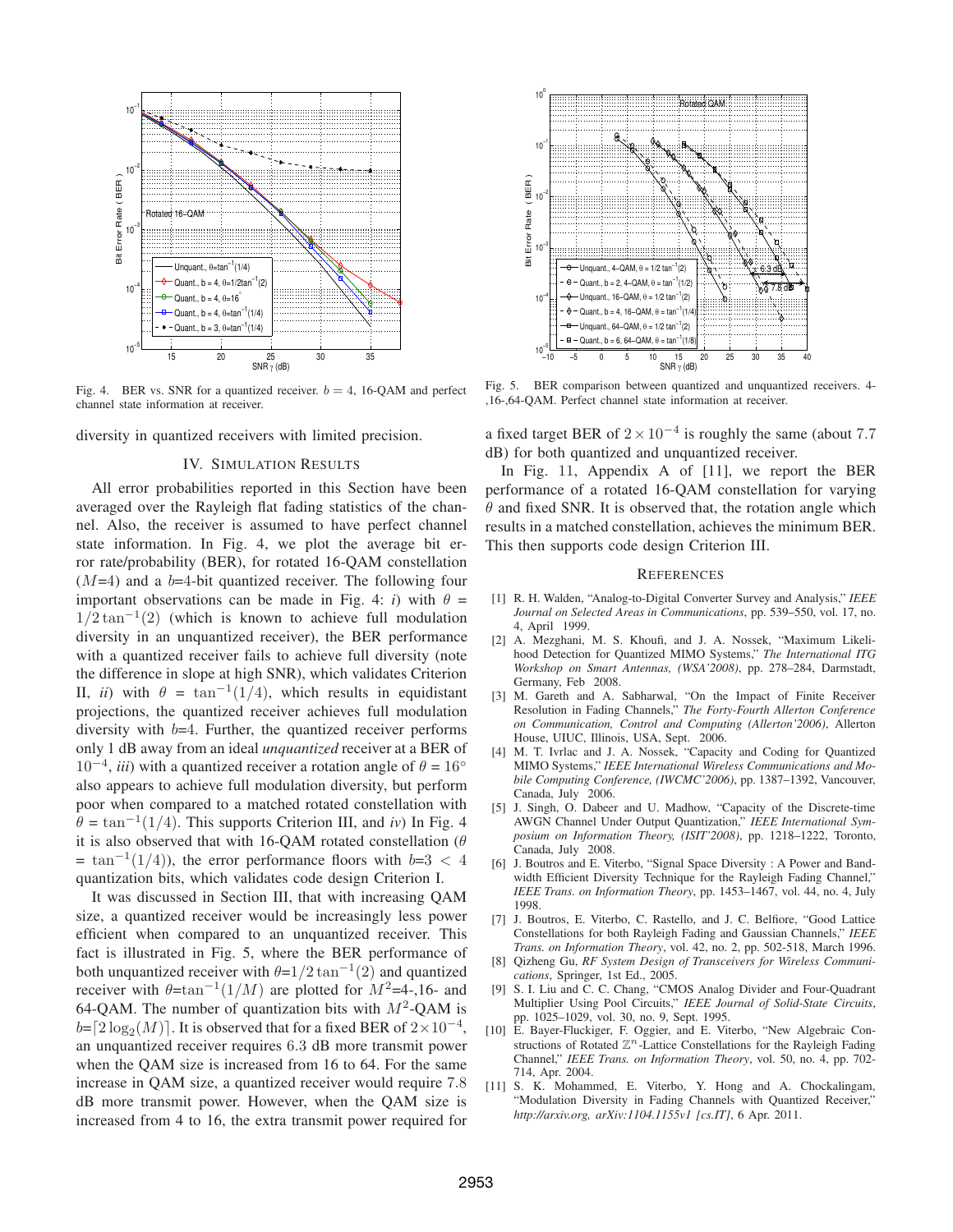10^-1

10^-2

10^-3

10^-4

10^-5

Bit Error Rate ( BER )

Rotated 16-QAM

15 20 25 30 35

SNR γ (dB)

Unquant., θ=tan^-1(1/4)

Quant., b = 4, θ=1/2tan^-1(2)

Quant., b = 4, θ=16°

Quant., b = 4, θ=tan^-1(1/4)

Quant., b = 3, θ=tan^-1(1/4)

Fig. 4. BER vs. SNR for a quantized receiver. $b = 4$, 16-QAM and perfect channel state information at receiver.

10^0

10^-1

10^-2

10^-3

10^-4

10^-5

Bit Error Rate ( BER )

Rotated QAM

6.3 dB

7.8 dB

−10 −5 0 5 10 15 20 25 30 35 40

SNR γ (dB)

Unquant., 4–QAM, θ = 1/2 tan^-1(2)

Quant., b = 2, 4–QAM, θ = tan^-1(1/2)

Unquant., 16–QAM, θ = 1/2 tan^-1(2)

Quant., b = 4, 16–QAM, θ = tan^-1(1/4)

Unquant., 64–QAM, θ = 1/2 tan^-1(2)

Quant., b = 6, 64–QAM, θ = tan^-1(1/8)

Fig. 5. BER comparison between quantized and unquantized receivers. 4-,16-,64-QAM. Perfect channel state information at receiver.

diversity in quantized receivers with limited precision.

## IV. Simulation Results

All error probabilities reported in this Section have been averaged over the Rayleigh flat fading statistics of the channel. Also, the receiver is assumed to have perfect channel state information. In Fig. 4, we plot the average bit error rate/probability (BER), for rotated 16-QAM constellation ($M$=4) and a $b$=4-bit quantized receiver. The following four important observations can be made in Fig. 4: *i*) with $\theta = 1/2 \tan^{-1}(2)$ (which is known to achieve full modulation diversity in an unquantized receiver), the BER performance with a quantized receiver fails to achieve full diversity (note the difference in slope at high SNR), which validates Criterion II, *ii*) with $\theta = \tan^{-1}(1/4)$, which results in equidistant projections, the quantized receiver achieves full modulation diversity with $b$=4. Further, the quantized receiver performs only 1 dB away from an ideal *unquantized* receiver at a BER of $10^{-4}$, *iii*) with a quantized receiver a rotation angle of $\theta = 16^{\circ}$ also appears to achieve full modulation diversity, but perform poor when compared to a matched rotated constellation with $\theta = \tan^{-1}(1/4)$. This supports Criterion III, and *iv*) In Fig. 4 it is also observed that with 16-QAM rotated constellation ($\theta = \tan^{-1}(1/4)$), the error performance floors with $b$=3 $<$ 4 quantization bits, which validates code design Criterion I.

It was discussed in Section III, that with increasing QAM size, a quantized receiver would be increasingly less power efficient when compared to an unquantized receiver. This fact is illustrated in Fig. 5, where the BER performance of both unquantized receiver with $\theta$=$1/2 \tan^{-1}(2)$ and quantized receiver with $\theta$=$\tan^{-1}(1/M)$ are plotted for $M^2$=4-,16- and 64-QAM. The number of quantization bits with $M^2$-QAM is $b$=$\lceil 2 \log_2(M) \rceil$. It is observed that for a fixed BER of $2 \times 10^{-4}$, an unquantized receiver requires 6.3 dB more transmit power when the QAM size is increased from 16 to 64. For the same increase in QAM size, a quantized receiver would require 7.8 dB more transmit power. However, when the QAM size is increased from 4 to 16, the extra transmit power required for a fixed target BER of $2 \times 10^{-4}$ is roughly the same (about 7.7 dB) for both quantized and unquantized receiver.

In Fig. 11, Appendix A of [11], we report the BER performance of a rotated 16-QAM constellation for varying $\theta$ and fixed SNR. It is observed that, the rotation angle which results in a matched constellation, achieves the minimum BER. This then supports code design Criterion III.

## References

[1] R. H. Walden, "Analog-to-Digital Converter Survey and Analysis," *IEEE Journal on Selected Areas in Communications*, pp. 539–550, vol. 17, no. 4, April 1999.

[2] A. Mezghani, M. S. Khoufi, and J. A. Nossek, "Maximum Likelihood Detection for Quantized MIMO Systems," *The International ITG Workshop on Smart Antennas, (WSA'2008)*, pp. 278–284, Darmstadt, Germany, Feb 2008.

[3] M. Gareth and A. Sabharwal, "On the Impact of Finite Receiver Resolution in Fading Channels," *The Forty-Fourth Allerton Conference on Communication, Control and Computing (Allerton'2006)*, Allerton House, UIUC, Illinois, USA, Sept. 2006.

[4] M. T. Ivrlac and J. A. Nossek, "Capacity and Coding for Quantized MIMO Systems," *IEEE International Wireless Communications and Mobile Computing Conference, (IWCMC'2006)*, pp. 1387–1392, Vancouver, Canada, July 2006.

[5] J. Singh, O. Dabeer and U. Madhow, "Capacity of the Discrete-time AWGN Channel Under Output Quantization," *IEEE International Symposium on Information Theory, (ISIT'2008)*, pp. 1218–1222, Toronto, Canada, July 2008.

[6] J. Boutros and E. Viterbo, "Signal Space Diversity : A Power and Bandwidth Efficient Diversity Technique for the Rayleigh Fading Channel," *IEEE Trans. on Information Theory*, pp. 1453–1467, vol. 44, no. 4, July 1998.

[7] J. Boutros, E. Viterbo, C. Rastello, and J. C. Belfiore, "Good Lattice Constellations for both Rayleigh Fading and Gaussian Channels," *IEEE Trans. on Information Theory*, vol. 42, no. 2, pp. 502-518, March 1996.

[8] Qizheng Gu, *RF System Design of Transceivers for Wireless Communications*, Springer, 1st Ed., 2005.

[9] S. I. Liu and C. C. Chang, "CMOS Analog Divider and Four-Quadrant Multiplier Using Pool Circuits," *IEEE Journal of Solid-State Circuits*, pp. 1025–1029, vol. 30, no. 9, Sept. 1995.

[10] E. Bayer-Fluckiger, F. Oggier, and E. Viterbo, "New Algebraic Constructions of Rotated $\mathbb{Z}^n$-Lattice Constellations for the Rayleigh Fading Channel," *IEEE Trans. on Information Theory*, vol. 50, no. 4, pp. 702-714, Apr. 2004.

[11] S. K. Mohammed, E. Viterbo, Y. Hong and A. Chockalingam, "Modulation Diversity in Fading Channels with Quantized Receiver," *http://arxiv.org, arXiv:1104.1155v1 [cs.IT]*, 6 Apr. 2011.